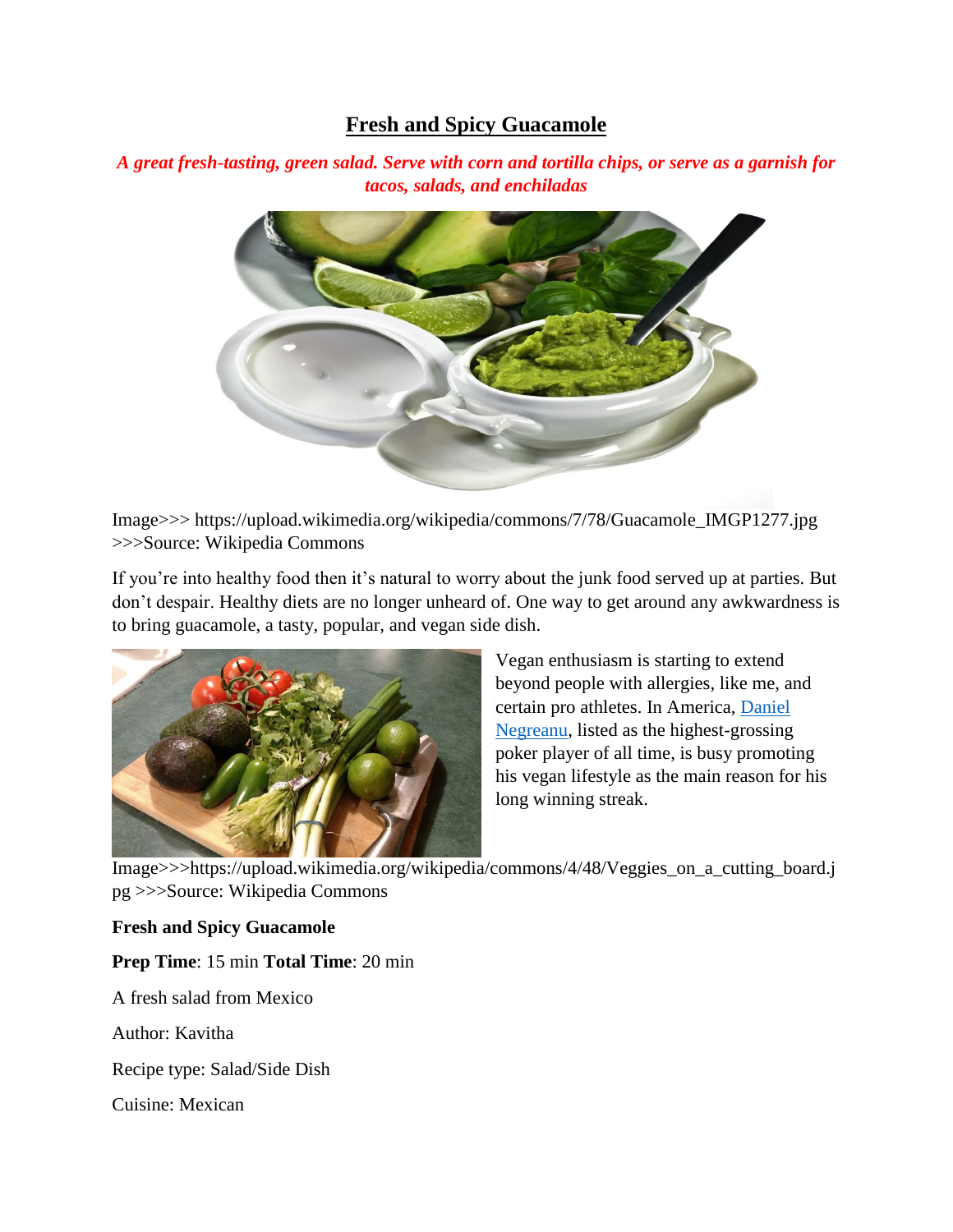# Fresh and Spicy Guacamole

*A great fresh-tasting, green salad. Serve with corn and tortilla chips, or serve as a garnish for tacos, salads, and enchiladas*

Image>>> https://upload.wikimedia.org/wikipedia/commons/7/78/Guacamole_IMGP1277.jpg >>>Source: Wikipedia Commons

If you're into healthy food then it's natural to worry about the junk food served up at parties. But don't despair. Healthy diets are no longer unheard of. One way to get around any awkwardness is to bring guacamole, a tasty, popular, and vegan side dish.

Vegan enthusiasm is starting to extend beyond people with allergies, like me, and certain pro athletes. In America, [Daniel Negreanu](), listed as the highest-grossing poker player of all time, is busy promoting his vegan lifestyle as the main reason for his long winning streak.

Image>>>https://upload.wikimedia.org/wikipedia/commons/4/48/Veggies_on_a_cutting_board.jpg >>>Source: Wikipedia Commons

**Fresh and Spicy Guacamole**

**Prep Time**: 15 min **Total Time**: 20 min

A fresh salad from Mexico

Author: Kavitha

Recipe type: Salad/Side Dish

Cuisine: Mexican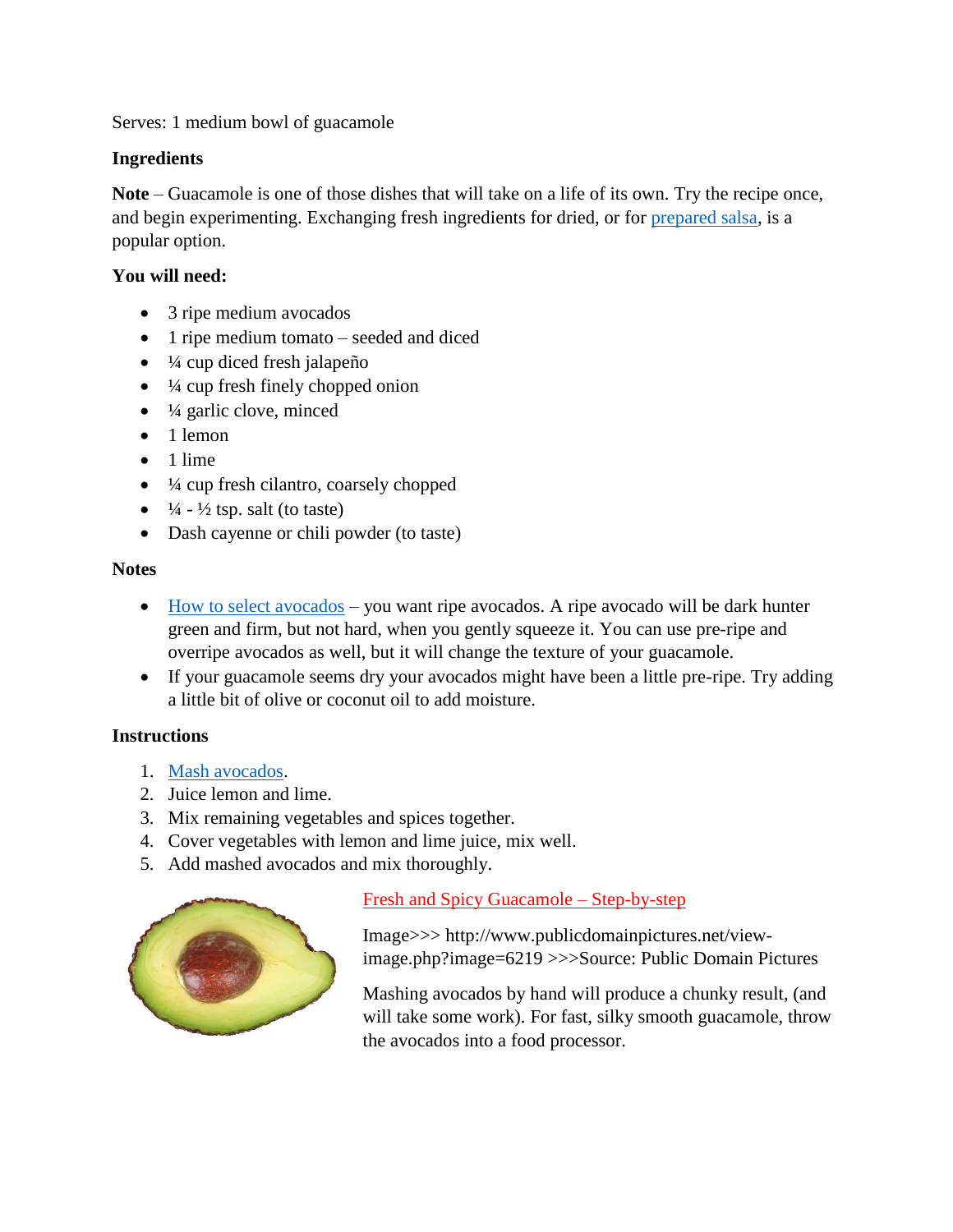Serves: 1 medium bowl of guacamole

**Ingredients**

**Note** – Guacamole is one of those dishes that will take on a life of its own. Try the recipe once, and begin experimenting. Exchanging fresh ingredients for dried, or for prepared salsa, is a popular option.

**You will need:**

- 3 ripe medium avocados
- 1 ripe medium tomato – seeded and diced
- ¼ cup diced fresh jalapeño
- ¼ cup fresh finely chopped onion
- ¼ garlic clove, minced
- 1 lemon
- 1 lime
- ¼ cup fresh cilantro, coarsely chopped
- ¼ - ½ tsp. salt (to taste)
- Dash cayenne or chili powder (to taste)

**Notes**

- How to select avocados – you want ripe avocados. A ripe avocado will be dark hunter green and firm, but not hard, when you gently squeeze it. You can use pre-ripe and overripe avocados as well, but it will change the texture of your guacamole.
- If your guacamole seems dry your avocados might have been a little pre-ripe. Try adding a little bit of olive or coconut oil to add moisture.

**Instructions**

1. Mash avocados.
2. Juice lemon and lime.
3. Mix remaining vegetables and spices together.
4. Cover vegetables with lemon and lime juice, mix well.
5. Add mashed avocados and mix thoroughly.

Fresh and Spicy Guacamole – Step-by-step

Image>>> http://www.publicdomainpictures.net/view-image.php?image=6219 >>>Source: Public Domain Pictures

Mashing avocados by hand will produce a chunky result, (and will take some work). For fast, silky smooth guacamole, throw the avocados into a food processor.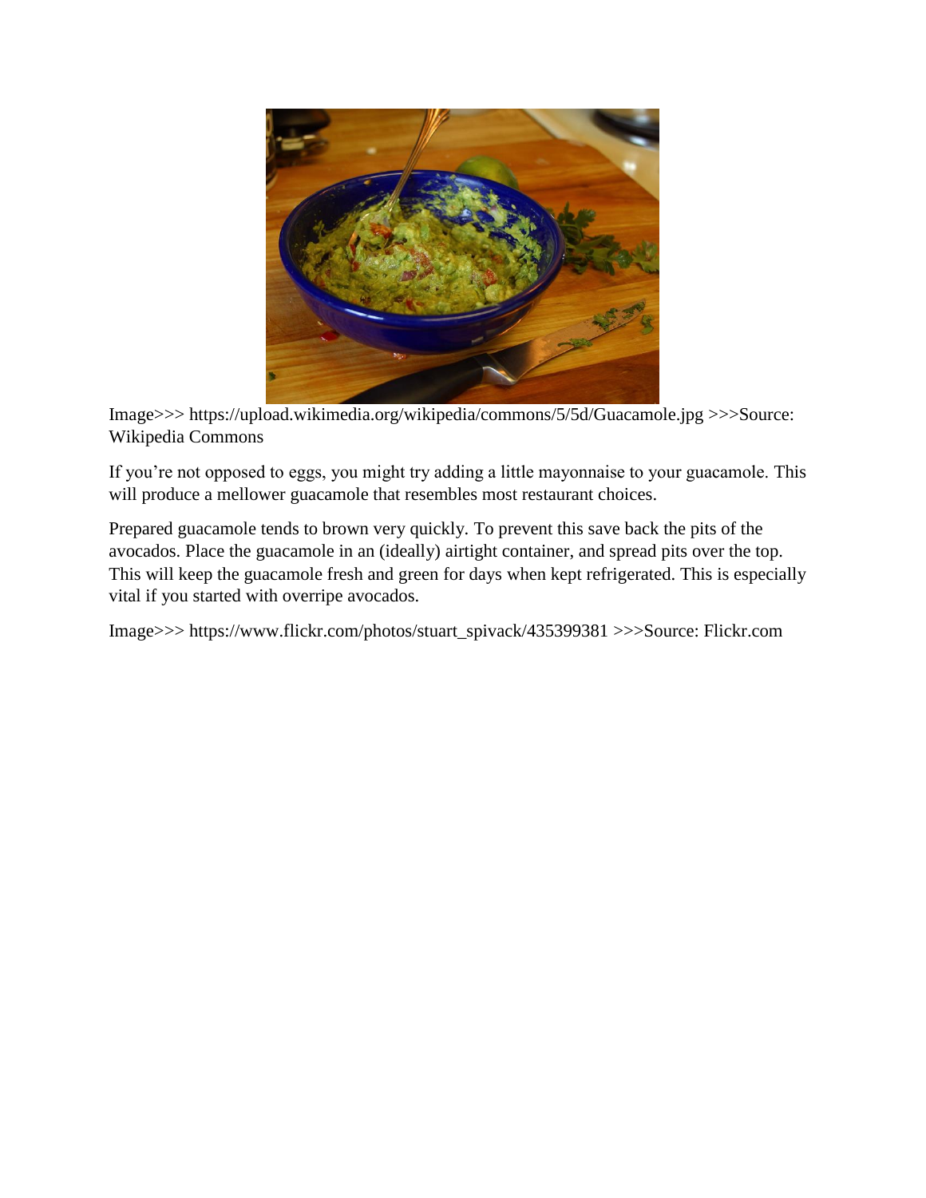Image>>> https://upload.wikimedia.org/wikipedia/commons/5/5d/Guacamole.jpg >>>Source: Wikipedia Commons

If you're not opposed to eggs, you might try adding a little mayonnaise to your guacamole. This will produce a mellower guacamole that resembles most restaurant choices.

Prepared guacamole tends to brown very quickly. To prevent this save back the pits of the avocados. Place the guacamole in an (ideally) airtight container, and spread pits over the top. This will keep the guacamole fresh and green for days when kept refrigerated. This is especially vital if you started with overripe avocados.

Image>>> https://www.flickr.com/photos/stuart_spivack/435399381 >>>Source: Flickr.com